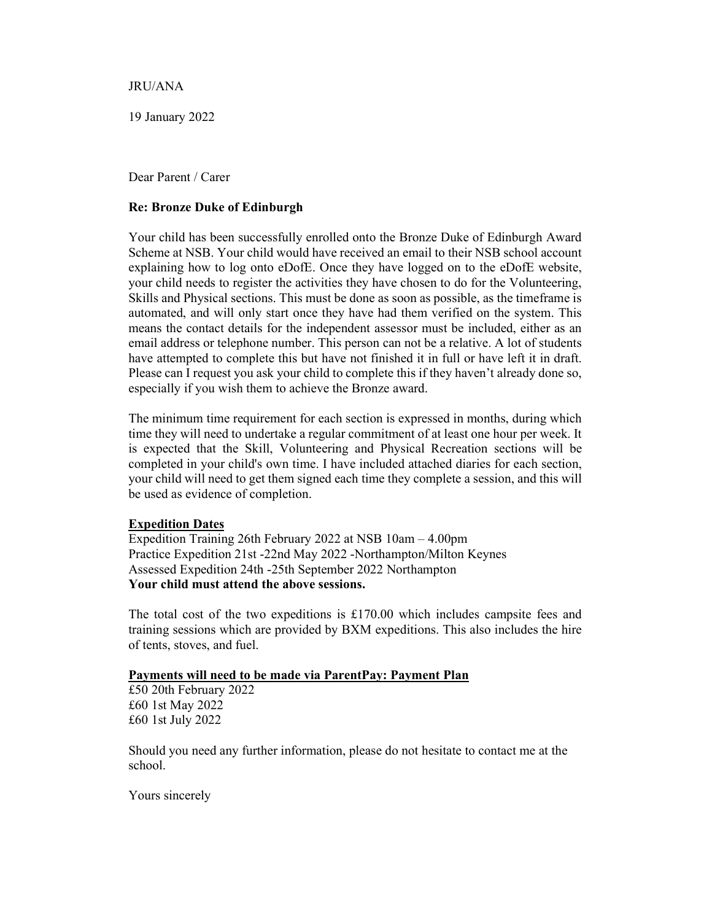JRU/ANA

19 January 2022

Dear Parent / Carer

**Re: Bronze Duke of Edinburgh**

Your child has been successfully enrolled onto the Bronze Duke of Edinburgh Award Scheme at NSB. Your child would have received an email to their NSB school account explaining how to log onto eDofE. Once they have logged on to the eDofE website, your child needs to register the activities they have chosen to do for the Volunteering, Skills and Physical sections. This must be done as soon as possible, as the timeframe is automated, and will only start once they have had them verified on the system. This means the contact details for the independent assessor must be included, either as an email address or telephone number. This person can not be a relative. A lot of students have attempted to complete this but have not finished it in full or have left it in draft. Please can I request you ask your child to complete this if they haven't already done so, especially if you wish them to achieve the Bronze award.

The minimum time requirement for each section is expressed in months, during which time they will need to undertake a regular commitment of at least one hour per week. It is expected that the Skill, Volunteering and Physical Recreation sections will be completed in your child's own time. I have included attached diaries for each section, your child will need to get them signed each time they complete a session, and this will be used as evidence of completion.

**Expedition Dates**

Expedition Training 26th February 2022 at NSB 10am – 4.00pm
Practice Expedition 21st -22nd May 2022 -Northampton/Milton Keynes
Assessed Expedition 24th -25th September 2022 Northampton
**Your child must attend the above sessions.**

The total cost of the two expeditions is £170.00 which includes campsite fees and training sessions which are provided by BXM expeditions. This also includes the hire of tents, stoves, and fuel.

**Payments will need to be made via ParentPay: Payment Plan**

£50 20th February 2022
£60 1st May 2022
£60 1st July 2022

Should you need any further information, please do not hesitate to contact me at the school.

Yours sincerely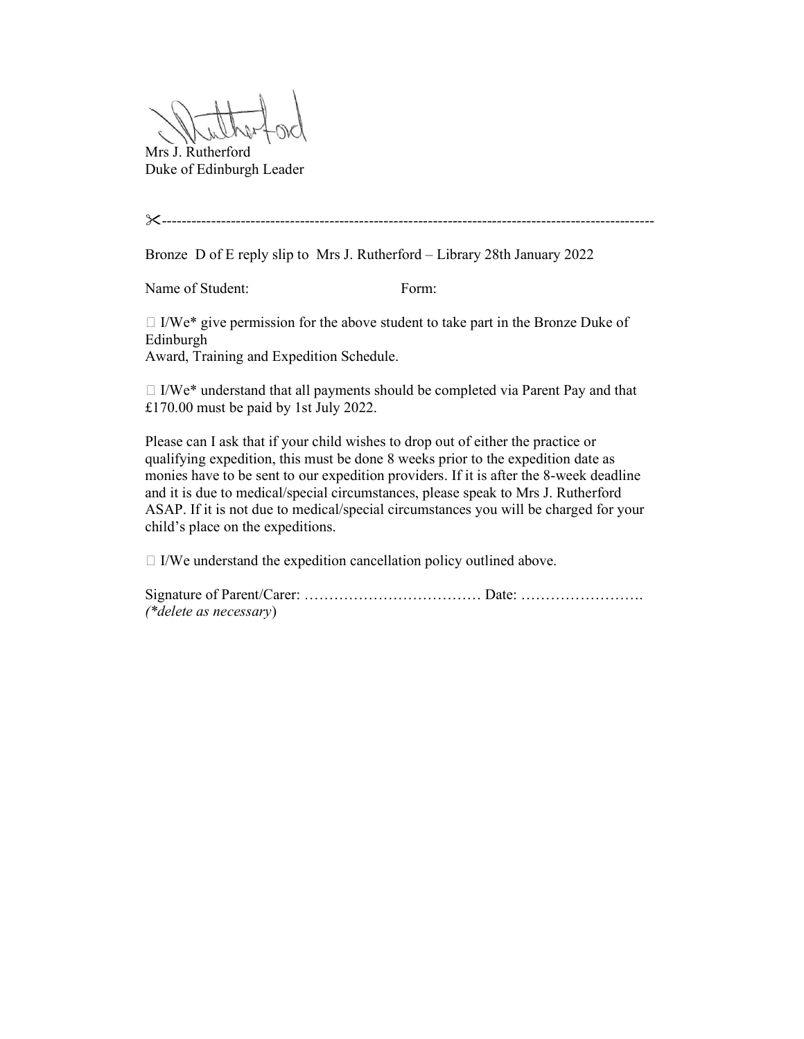Mrs J. Rutherford
Duke of Edinburgh Leader

✂-----------------------------------------------------------------------------------------------------

Bronze D of E reply slip to Mrs J. Rutherford – Library 28th January 2022

Name of Student: Form:

☐ I/We* give permission for the above student to take part in the Bronze Duke of Edinburgh Award, Training and Expedition Schedule.

☐ I/We* understand that all payments should be completed via Parent Pay and that £170.00 must be paid by 1st July 2022.

Please can I ask that if your child wishes to drop out of either the practice or qualifying expedition, this must be done 8 weeks prior to the expedition date as monies have to be sent to our expedition providers. If it is after the 8-week deadline and it is due to medical/special circumstances, please speak to Mrs J. Rutherford ASAP. If it is not due to medical/special circumstances you will be charged for your child's place on the expeditions.

☐ I/We understand the expedition cancellation policy outlined above.

Signature of Parent/Carer: ……………………………… Date: …………………….
*(*delete as necessary*)